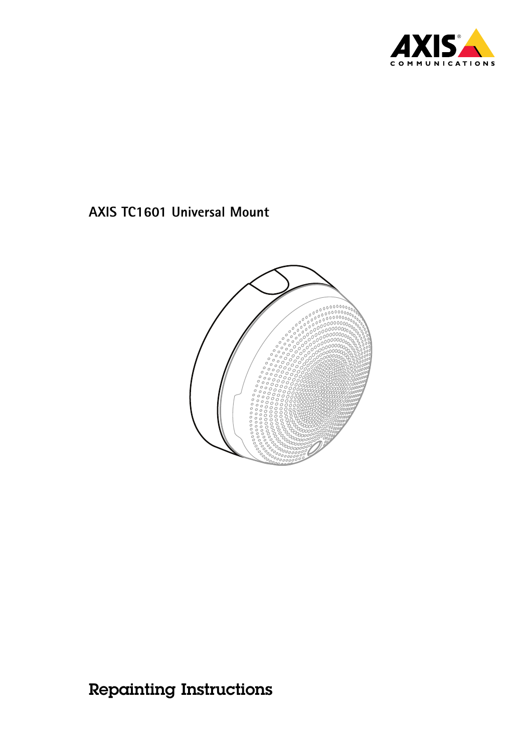AXIS TC1601 Universal Mount

# Repainting Instructions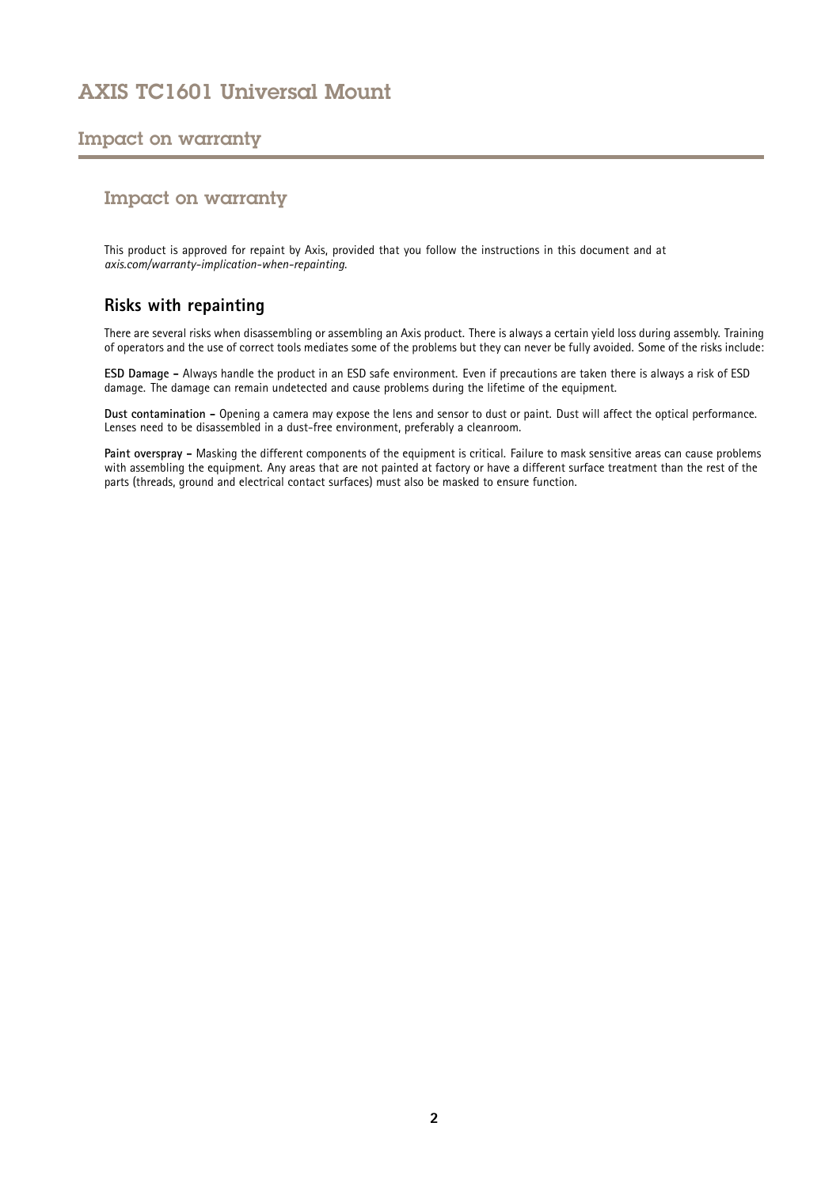## Impact on warranty

This product is approved for repaint by Axis, provided that you follow the instructions in this document and at *axis.com/warranty-implication-when-repainting*.

### Risks with repainting

There are several risks when disassembling or assembling an Axis product. There is always a certain yield loss during assembly. Training of operators and the use of correct tools mediates some of the problems but they can never be fully avoided. Some of the risks include:

**ESD Damage –** Always handle the product in an ESD safe environment. Even if precautions are taken there is always a risk of ESD damage. The damage can remain undetected and cause problems during the lifetime of the equipment.

**Dust contamination –** Opening a camera may expose the lens and sensor to dust or paint. Dust will affect the optical performance. Lenses need to be disassembled in a dust-free environment, preferably a cleanroom.

**Paint overspray –** Masking the different components of the equipment is critical. Failure to mask sensitive areas can cause problems with assembling the equipment. Any areas that are not painted at factory or have a different surface treatment than the rest of the parts (threads, ground and electrical contact surfaces) must also be masked to ensure function.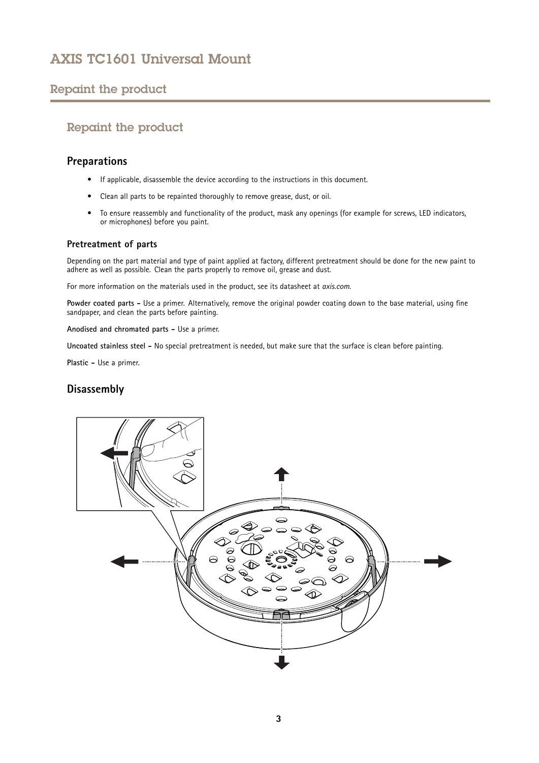# AXIS TC1601 Universal Mount

## Repaint the product

### Repaint the product

#### Preparations

- If applicable, disassemble the device according to the instructions in this document.
- Clean all parts to be repainted thoroughly to remove grease, dust, or oil.
- To ensure reassembly and functionality of the product, mask any openings (for example for screws, LED indicators, or microphones) before you paint.

##### Pretreatment of parts

Depending on the part material and type of paint applied at factory, different pretreatment should be done for the new paint to adhere as well as possible. Clean the parts properly to remove oil, grease and dust.

For more information on the materials used in the product, see its datasheet at *axis.com*.

**Powder coated parts –** Use a primer. Alternatively, remove the original powder coating down to the base material, using fine sandpaper, and clean the parts before painting.

**Anodised and chromated parts –** Use a primer.

**Uncoated stainless steel –** No special pretreatment is needed, but make sure that the surface is clean before painting.

**Plastic –** Use a primer.

#### Disassembly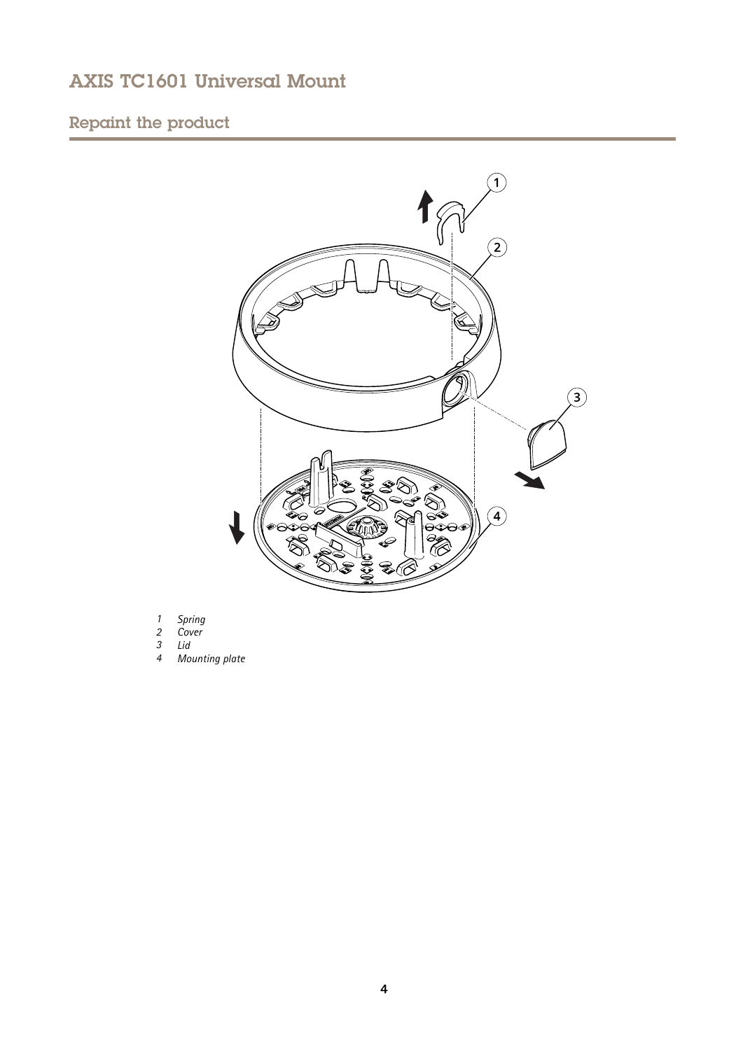# AXIS TC1601 Universal Mount

## Repaint the product

1. *Spring*
2. *Cover*
3. *Lid*
4. *Mounting plate*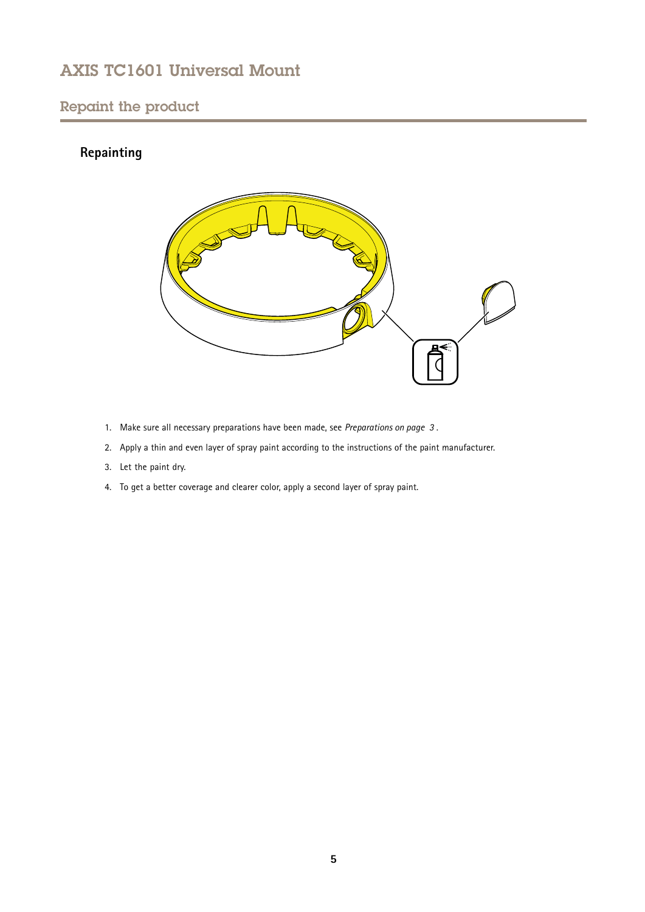## Repaint the product

### Repainting

1. Make sure all necessary preparations have been made, see *Preparations on page 3* .
2. Apply a thin and even layer of spray paint according to the instructions of the paint manufacturer.
3. Let the paint dry.
4. To get a better coverage and clearer color, apply a second layer of spray paint.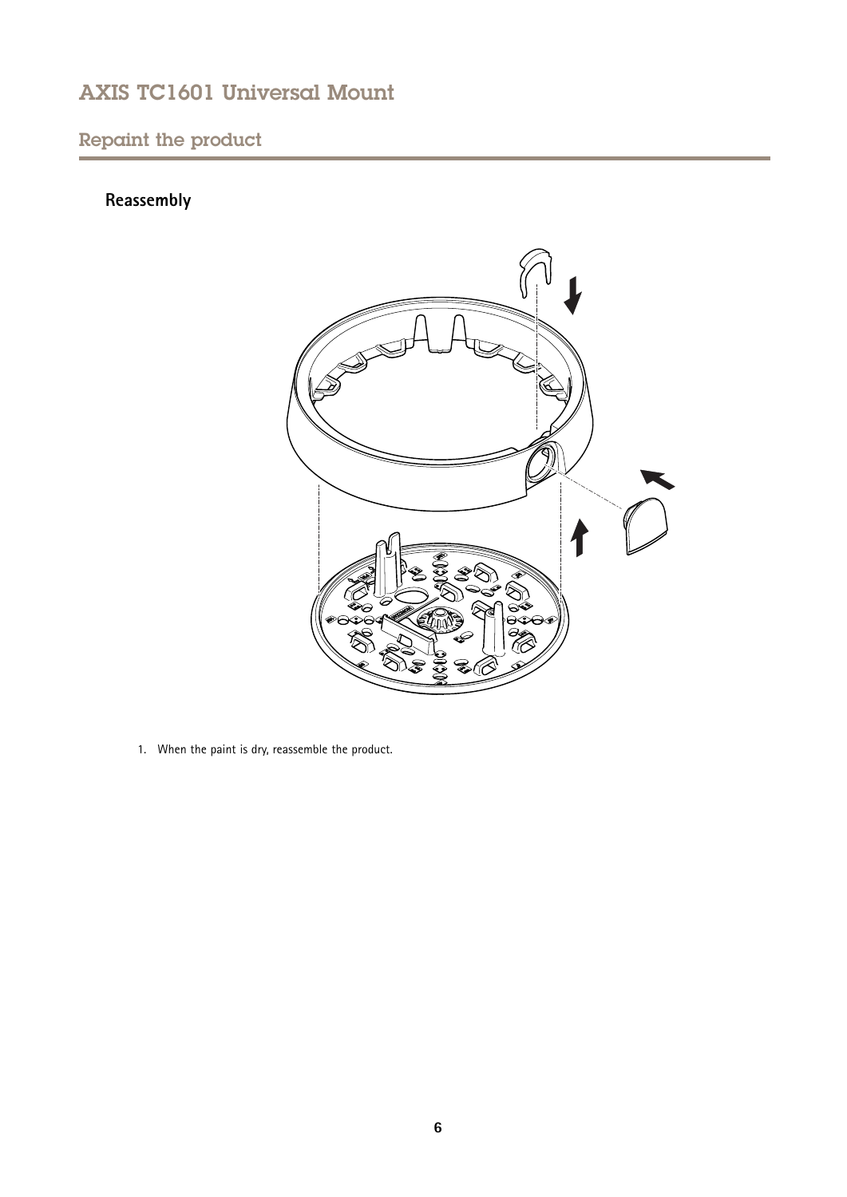## Reassembly

1. When the paint is dry, reassemble the product.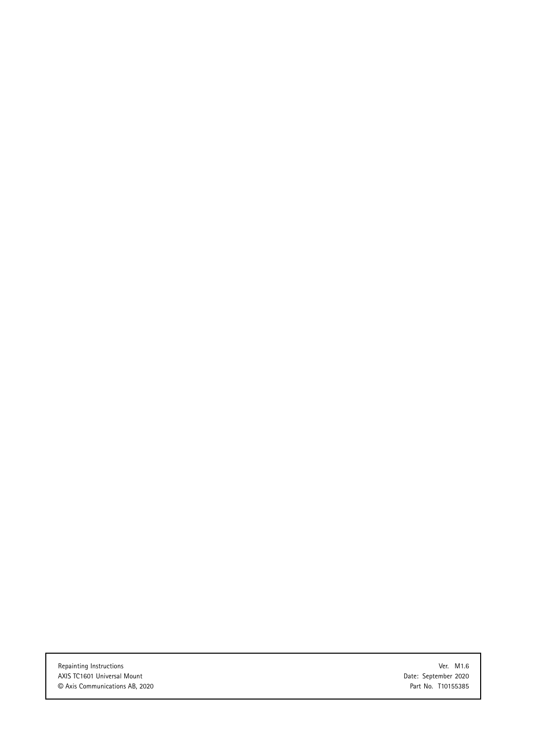Repainting Instructions
AXIS TC1601 Universal Mount
© Axis Communications AB, 2020

Ver. M1.6
Date: September 2020
Part No. T10155385